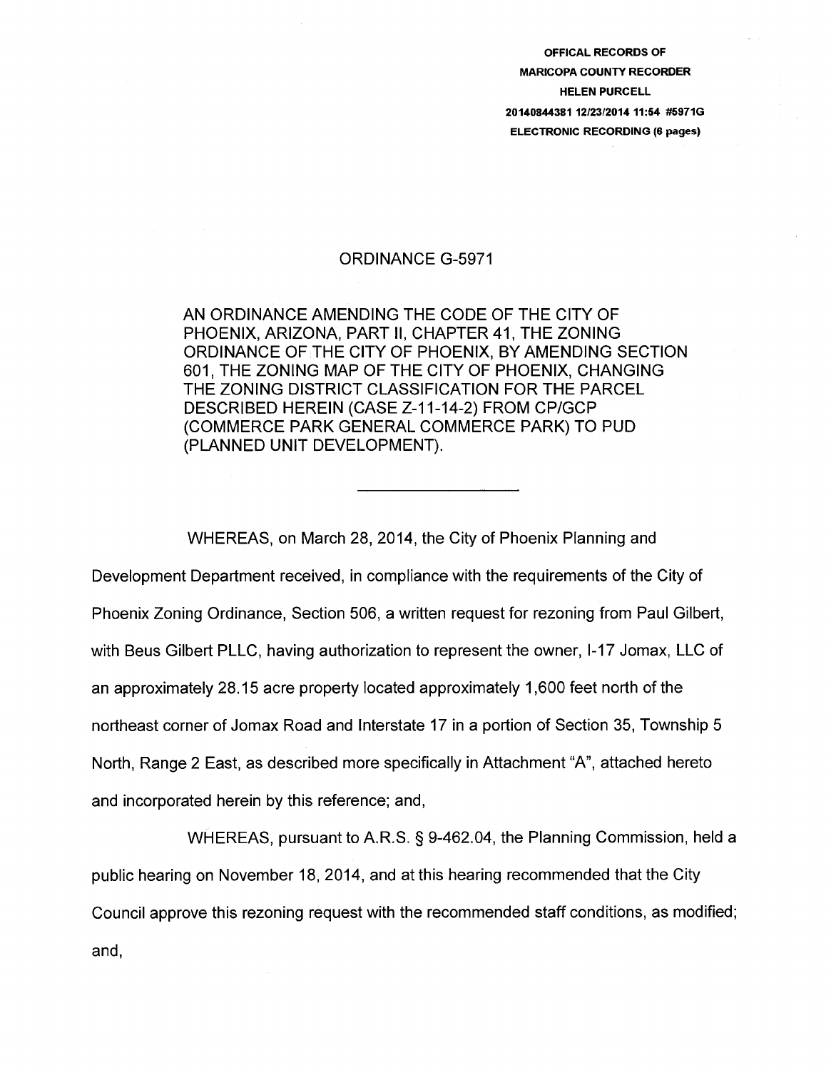**OFFICAL RECORDS OF**
**MARICOPA COUNTY RECORDER**
**HELEN PURCELL**
**20140844381 12/23/2014 11:54 #5971G**
**ELECTRONIC RECORDING (6 pages)**

# ORDINANCE G-5971

AN ORDINANCE AMENDING THE CODE OF THE CITY OF PHOENIX, ARIZONA, PART II, CHAPTER 41, THE ZONING ORDINANCE OF THE CITY OF PHOENIX, BY AMENDING SECTION 601, THE ZONING MAP OF THE CITY OF PHOENIX, CHANGING THE ZONING DISTRICT CLASSIFICATION FOR THE PARCEL DESCRIBED HEREIN (CASE Z-11-14-2) FROM CP/GCP (COMMERCE PARK GENERAL COMMERCE PARK) TO PUD (PLANNED UNIT DEVELOPMENT).

---

WHEREAS, on March 28, 2014, the City of Phoenix Planning and Development Department received, in compliance with the requirements of the City of Phoenix Zoning Ordinance, Section 506, a written request for rezoning from Paul Gilbert, with Beus Gilbert PLLC, having authorization to represent the owner, I-17 Jomax, LLC of an approximately 28.15 acre property located approximately 1,600 feet north of the northeast corner of Jomax Road and Interstate 17 in a portion of Section 35, Township 5 North, Range 2 East, as described more specifically in Attachment "A", attached hereto and incorporated herein by this reference; and,

WHEREAS, pursuant to A.R.S. § 9-462.04, the Planning Commission, held a public hearing on November 18, 2014, and at this hearing recommended that the City Council approve this rezoning request with the recommended staff conditions, as modified; and,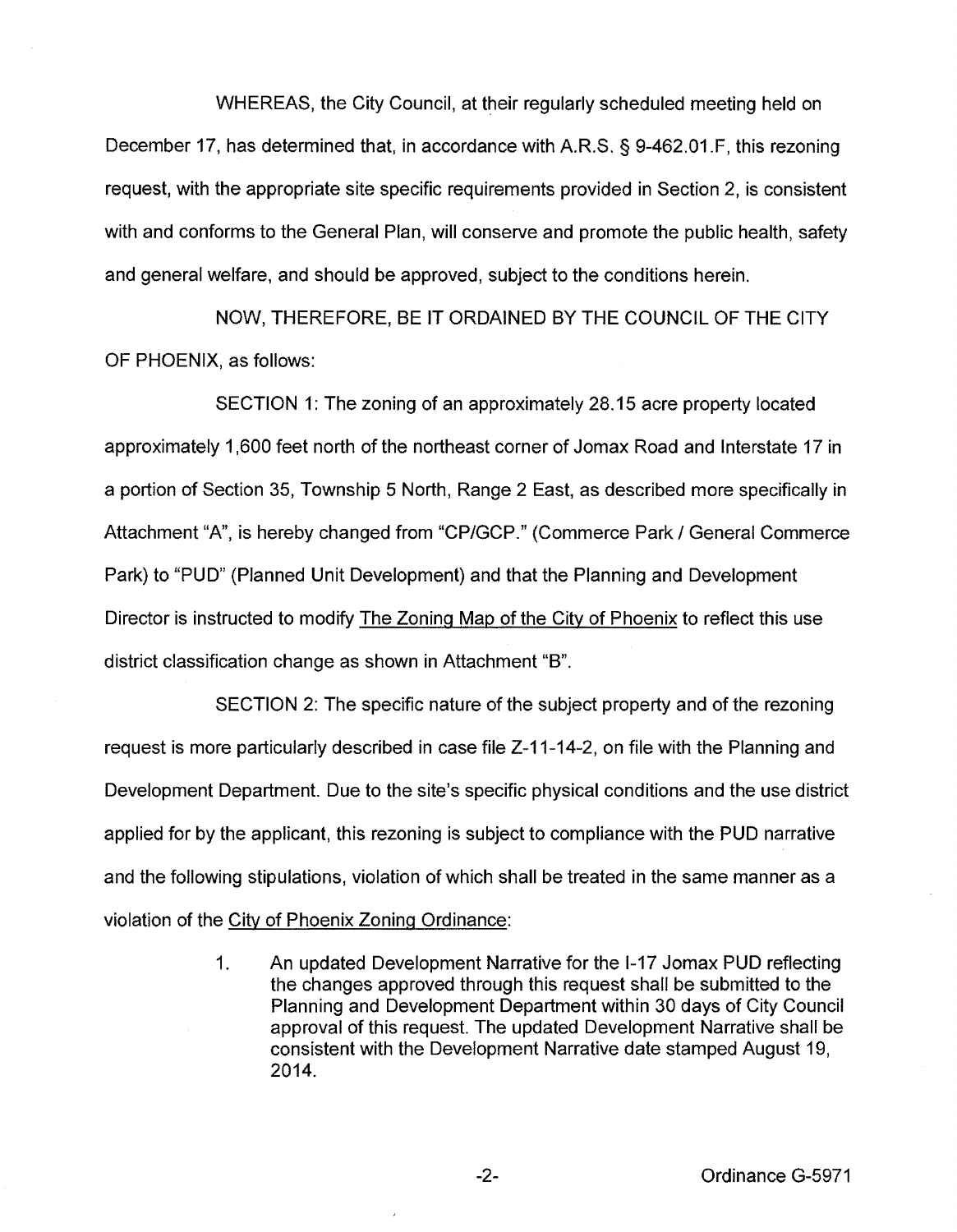WHEREAS, the City Council, at their regularly scheduled meeting held on December 17, has determined that, in accordance with A.R.S. § 9-462.01.F, this rezoning request, with the appropriate site specific requirements provided in Section 2, is consistent with and conforms to the General Plan, will conserve and promote the public health, safety and general welfare, and should be approved, subject to the conditions herein.

NOW, THEREFORE, BE IT ORDAINED BY THE COUNCIL OF THE CITY OF PHOENIX, as follows:

SECTION 1: The zoning of an approximately 28.15 acre property located approximately 1,600 feet north of the northeast corner of Jomax Road and Interstate 17 in a portion of Section 35, Township 5 North, Range 2 East, as described more specifically in Attachment "A", is hereby changed from "CP/GCP." (Commerce Park / General Commerce Park) to "PUD" (Planned Unit Development) and that the Planning and Development Director is instructed to modify The Zoning Map of the City of Phoenix to reflect this use district classification change as shown in Attachment "B".

SECTION 2: The specific nature of the subject property and of the rezoning request is more particularly described in case file Z-11-14-2, on file with the Planning and Development Department. Due to the site's specific physical conditions and the use district applied for by the applicant, this rezoning is subject to compliance with the PUD narrative and the following stipulations, violation of which shall be treated in the same manner as a violation of the City of Phoenix Zoning Ordinance:

1. An updated Development Narrative for the I-17 Jomax PUD reflecting the changes approved through this request shall be submitted to the Planning and Development Department within 30 days of City Council approval of this request. The updated Development Narrative shall be consistent with the Development Narrative date stamped August 19, 2014.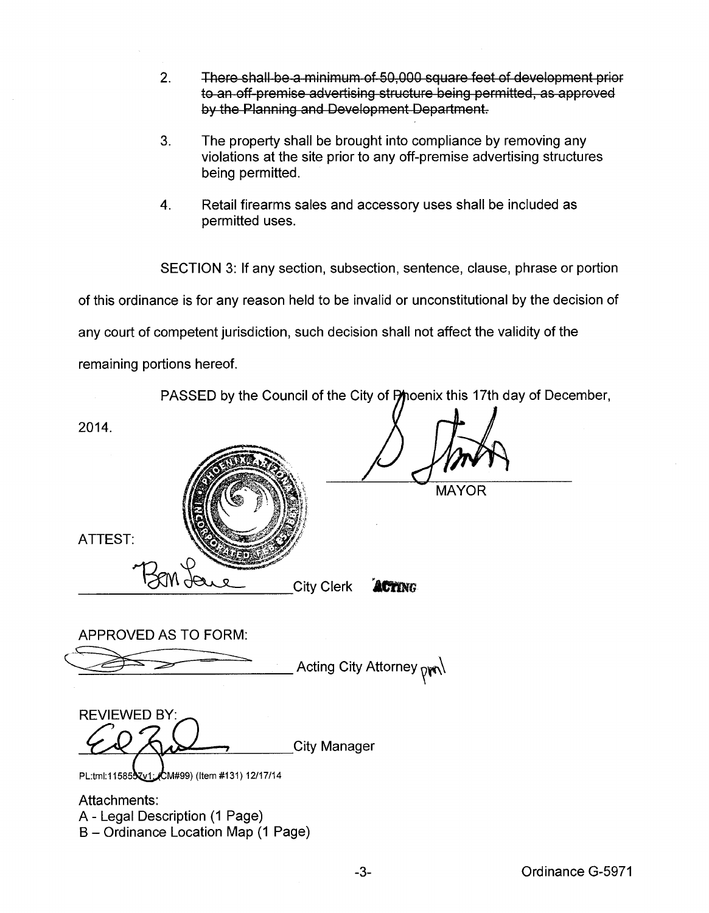2. ~~There shall be a minimum of 50,000 square feet of development prior to an off-premise advertising structure being permitted, as approved by the Planning and Development Department.~~

3. The property shall be brought into compliance by removing any violations at the site prior to any off-premise advertising structures being permitted.

4. Retail firearms sales and accessory uses shall be included as permitted uses.

SECTION 3: If any section, subsection, sentence, clause, phrase or portion of this ordinance is for any reason held to be invalid or unconstitutional by the decision of any court of competent jurisdiction, such decision shall not affect the validity of the remaining portions hereof.

PASSED by the Council of the City of Phoenix this 17th day of December, 2014.

_______________________ MAYOR

ATTEST:

_______________________ City Clerk ACTING

APPROVED AS TO FORM:

_______________________ Acting City Attorney pml

REVIEWED BY:

_______________________ City Manager

PL:tml:1158557v1; (CM#99) (Item #131) 12/17/14

Attachments:
A - Legal Description (1 Page)
B – Ordinance Location Map (1 Page)

Ordinance G-5971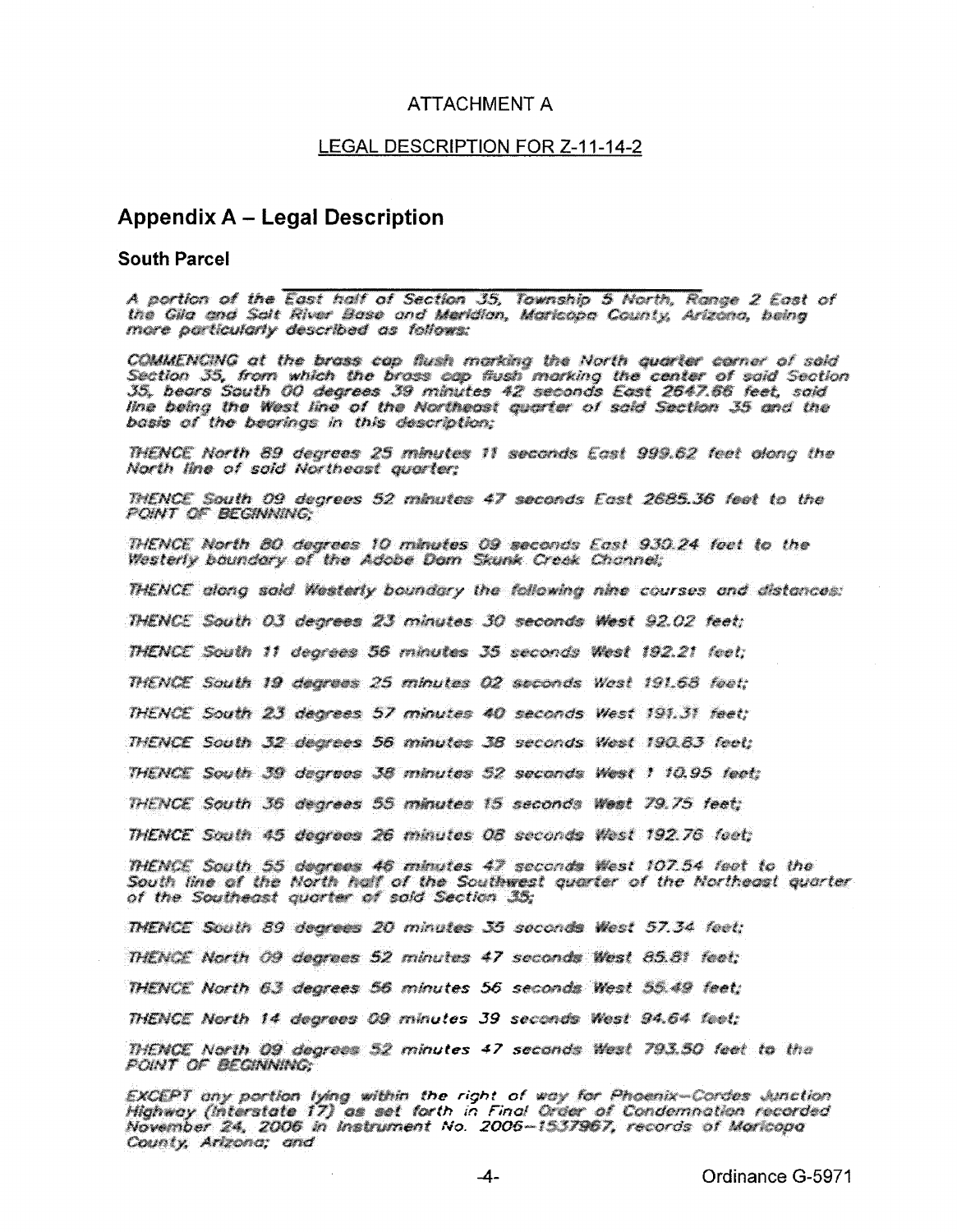ATTACHMENT A

LEGAL DESCRIPTION FOR Z-11-14-2

## Appendix A – Legal Description

### South Parcel

*A portion of the East half of Section 35, Township 5 North, Range 2 East of the Gila and Salt River Base and Meridian, Maricopa County, Arizona, being more particularly described as follows:*

*COMMENCING at the brass cap flush marking the North quarter corner of said Section 35, from which the brass cap flush marking the center of said Section 35, bears South 00 degrees 39 minutes 42 seconds East 2647.66 feet, said line being the West line of the Northeast quarter of said Section 35 and the basis of the bearings in this description;*

*THENCE North 89 degrees 25 minutes 11 seconds East 999.62 feet along the North line of said Northeast quarter;*

*THENCE South 09 degrees 52 minutes 47 seconds East 2685.36 feet to the POINT OF BEGINNING;*

*THENCE North 80 degrees 10 minutes 09 seconds East 930.24 feet to the Westerly boundary of the Adobe Dam Skunk Creek Channel;*

*THENCE along said Westerly boundary the following nine courses and distances:*

*THENCE South 03 degrees 23 minutes 30 seconds West 92.02 feet;*

*THENCE South 11 degrees 56 minutes 35 seconds West 192.21 feet;*

*THENCE South 19 degrees 25 minutes 02 seconds West 191.68 feet;*

*THENCE South 23 degrees 57 minutes 40 seconds West 191.31 feet;*

*THENCE South 32 degrees 56 minutes 38 seconds West 190.83 feet;*

*THENCE South 39 degrees 38 minutes 52 seconds West 110.95 feet;*

*THENCE South 36 degrees 55 minutes 15 seconds West 79.75 feet;*

*THENCE South 45 degrees 26 minutes 08 seconds West 192.76 feet;*

*THENCE South 55 degrees 46 minutes 47 seconds West 107.54 feet to the South line of the North half of the Southwest quarter of the Northeast quarter of the Southeast quarter of said Section 35;*

*THENCE South 89 degrees 20 minutes 35 seconds West 57.34 feet;*

*THENCE North 09 degrees 52 minutes 47 seconds West 85.81 feet;*

*THENCE North 63 degrees 56 minutes 56 seconds West 55.49 feet;*

*THENCE North 14 degrees 09 minutes 39 seconds West 94.64 feet;*

*THENCE North 09 degrees 52 minutes 47 seconds West 793.50 feet to the POINT OF BEGINNING;*

*EXCEPT any portion lying within the right of way for Phoenix–Cordes Junction Highway (Interstate 17) as set forth in Final Order of Condemnation recorded November 24, 2006 in Instrument No. 2006-1537967, records of Maricopa County, Arizona; and*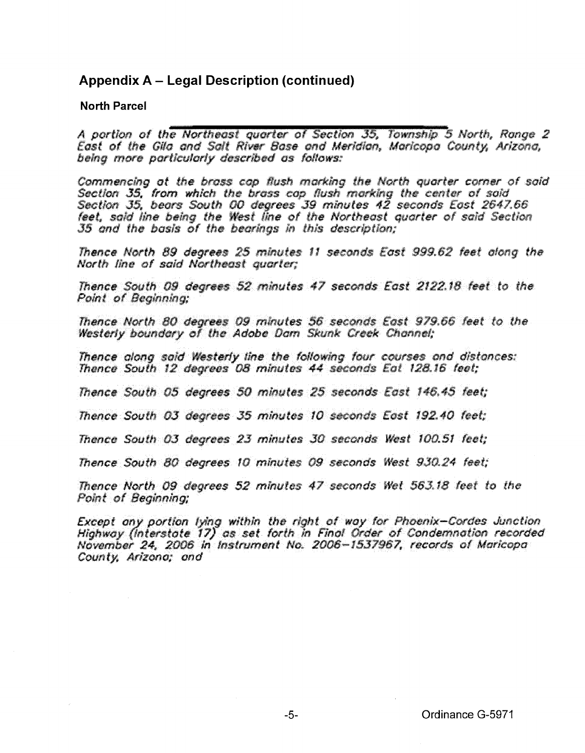## Appendix A – Legal Description (continued)

### North Parcel

*A portion of the Northeast quarter of Section 35, Township 5 North, Range 2 East of the Gila and Salt River Base and Meridian, Maricopa County, Arizona, being more particularly described as follows:*

*Commencing at the brass cap flush marking the North quarter corner of said Section 35, from which the brass cap flush marking the center of said Section 35, bears South 00 degrees 39 minutes 42 seconds East 2647.66 feet, said line being the West line of the Northeast quarter of said Section 35 and the basis of the bearings in this description;*

*Thence North 89 degrees 25 minutes 11 seconds East 999.62 feet along the North line of said Northeast quarter;*

*Thence South 09 degrees 52 minutes 47 seconds East 2122.18 feet to the Point of Beginning;*

*Thence North 80 degrees 09 minutes 56 seconds East 979.66 feet to the Westerly boundary of the Adobe Dam Skunk Creek Channel;*

*Thence along said Westerly line the following four courses and distances:*
*Thence South 12 degrees 08 minutes 44 seconds Eat 128.16 feet;*

*Thence South 05 degrees 50 minutes 25 seconds East 146.45 feet;*

*Thence South 03 degrees 35 minutes 10 seconds East 192.40 feet;*

*Thence South 03 degrees 23 minutes 30 seconds West 100.51 feet;*

*Thence South 80 degrees 10 minutes 09 seconds West 930.24 feet;*

*Thence North 09 degrees 52 minutes 47 seconds Wet 563.18 feet to the Point of Beginning;*

*Except any portion lying within the right of way for Phoenix–Cordes Junction Highway (Interstate 17) as set forth in Final Order of Condemnation recorded November 24, 2006 in Instrument No. 2006-1537967, records of Maricopa County, Arizona; and*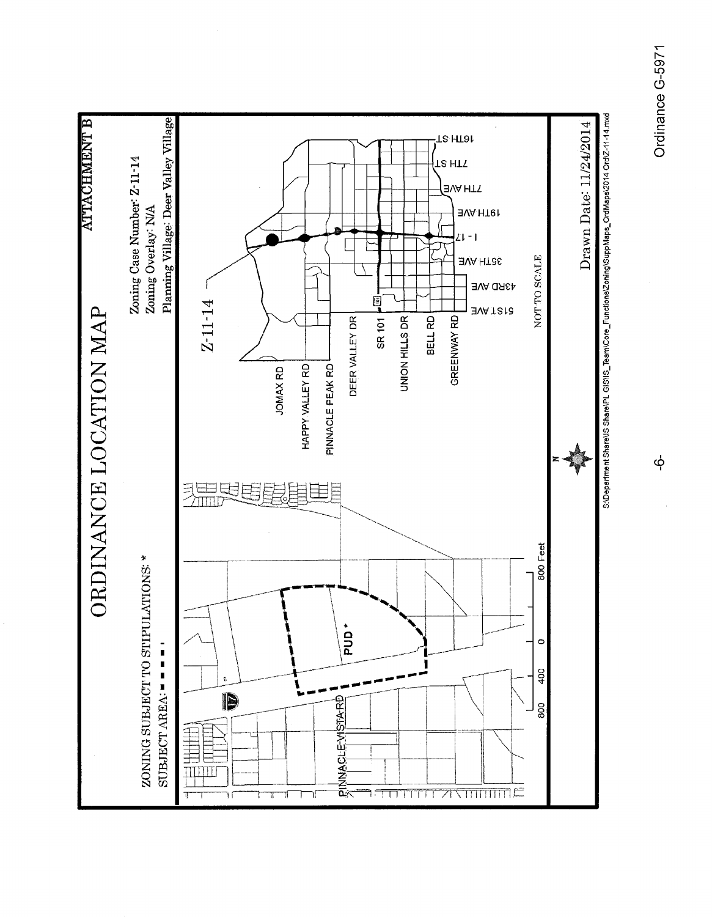# ORDINANCE LOCATION MAP

**ATTACHMENT B**

ZONING SUBJECT TO STIPULATIONS: *

SUBJECT AREA: ■ ■ ■ ■

Zoning Case Number: Z-11-14

Zoning Overlay: N/A

Planning Village: Deer Valley Village

PINNACLE-VISTA-RD

PUD *

17

800 400 0 800 Feet

Z-11-14

JOMAX RD

HAPPY VALLEY RD

PINNACLE PEAK RD

DEER VALLEY DR

SR 101

UNION HILLS DR

BELL RD

GREENWAY RD

51ST AVE

43RD AVE

35TH AVE

I - 17

19TH AVE

7TH AVE

7TH ST

16TH ST

NOT TO SCALE

N

Drawn Date: 11/24/2014

S:\Department Share\IS Share\PL GIS\IS_Team\Core_Functions\Zoning\SuppMaps_OrdMaps\2014 Ord\Z-11-14.mxd

Ordinance G-5971